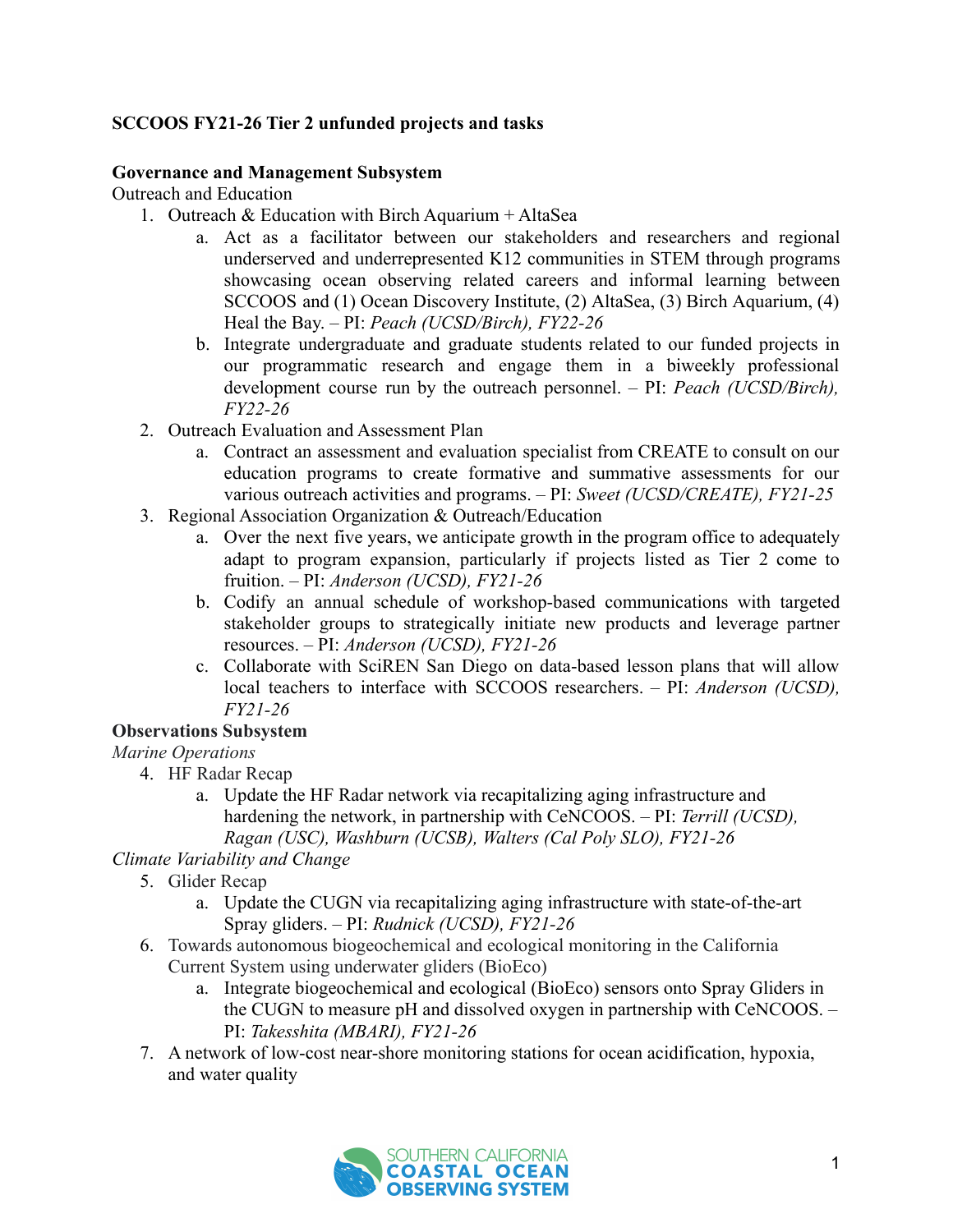**SCCOOS FY21-26 Tier 2 unfunded projects and tasks**

**Governance and Management Subsystem**

Outreach and Education

1. Outreach & Education with Birch Aquarium + AltaSea
   a. Act as a facilitator between our stakeholders and researchers and regional underserved and underrepresented K12 communities in STEM through programs showcasing ocean observing related careers and informal learning between SCCOOS and (1) Ocean Discovery Institute, (2) AltaSea, (3) Birch Aquarium, (4) Heal the Bay. – PI: *Peach (UCSD/Birch), FY22-26*
   b. Integrate undergraduate and graduate students related to our funded projects in our programmatic research and engage them in a biweekly professional development course run by the outreach personnel. – PI: *Peach (UCSD/Birch), FY22-26*
2. Outreach Evaluation and Assessment Plan
   a. Contract an assessment and evaluation specialist from CREATE to consult on our education programs to create formative and summative assessments for our various outreach activities and programs. – PI: *Sweet (UCSD/CREATE), FY21-25*
3. Regional Association Organization & Outreach/Education
   a. Over the next five years, we anticipate growth in the program office to adequately adapt to program expansion, particularly if projects listed as Tier 2 come to fruition. – PI: *Anderson (UCSD), FY21-26*
   b. Codify an annual schedule of workshop-based communications with targeted stakeholder groups to strategically initiate new products and leverage partner resources. – PI: *Anderson (UCSD), FY21-26*
   c. Collaborate with SciREN San Diego on data-based lesson plans that will allow local teachers to interface with SCCOOS researchers. – PI: *Anderson (UCSD), FY21-26*

**Observations Subsystem**

*Marine Operations*

4. HF Radar Recap
   a. Update the HF Radar network via recapitalizing aging infrastructure and hardening the network, in partnership with CeNCOOS. – PI: *Terrill (UCSD), Ragan (USC), Washburn (UCSB), Walters (Cal Poly SLO), FY21-26*

*Climate Variability and Change*

5. Glider Recap
   a. Update the CUGN via recapitalizing aging infrastructure with state-of-the-art Spray gliders. – PI: *Rudnick (UCSD), FY21-26*
6. Towards autonomous biogeochemical and ecological monitoring in the California Current System using underwater gliders (BioEco)
   a. Integrate biogeochemical and ecological (BioEco) sensors onto Spray Gliders in the CUGN to measure pH and dissolved oxygen in partnership with CeNCOOS. – PI: *Takesshita (MBARI), FY21-26*
7. A network of low-cost near-shore monitoring stations for ocean acidification, hypoxia, and water quality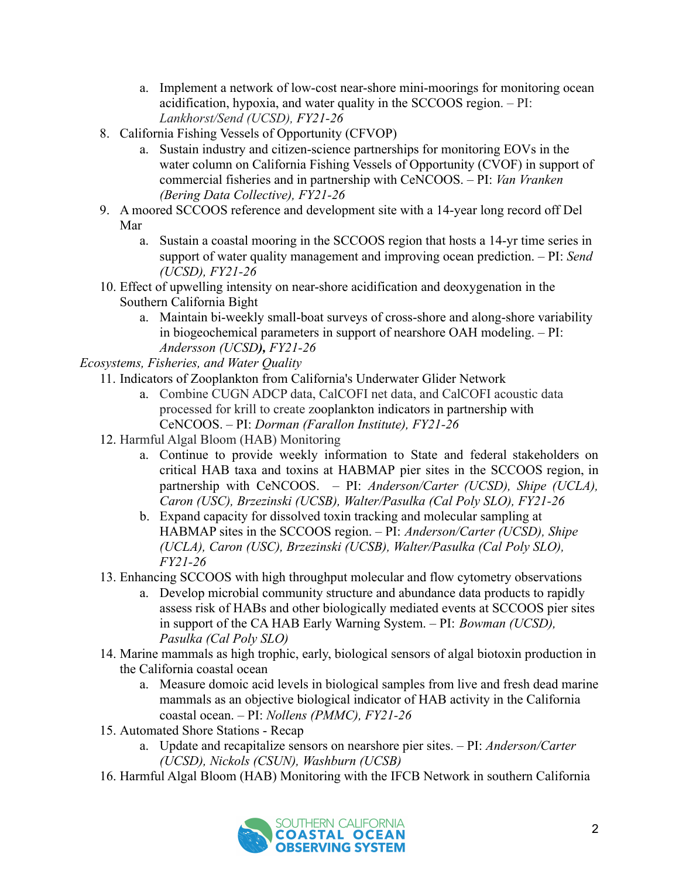a. Implement a network of low-cost near-shore mini-moorings for monitoring ocean acidification, hypoxia, and water quality in the SCCOOS region. – PI: *Lankhorst/Send (UCSD), FY21-26*

8. California Fishing Vessels of Opportunity (CFVOP)
   a. Sustain industry and citizen-science partnerships for monitoring EOVs in the water column on California Fishing Vessels of Opportunity (CVOF) in support of commercial fisheries and in partnership with CeNCOOS. – PI: *Van Vranken (Bering Data Collective), FY21-26*
9. A moored SCCOOS reference and development site with a 14-year long record off Del Mar
   a. Sustain a coastal mooring in the SCCOOS region that hosts a 14-yr time series in support of water quality management and improving ocean prediction. – PI: *Send (UCSD), FY21-26*
10. Effect of upwelling intensity on near-shore acidification and deoxygenation in the Southern California Bight
    a. Maintain bi-weekly small-boat surveys of cross-shore and along-shore variability in biogeochemical parameters in support of nearshore OAH modeling. – PI: *Andersson (UCSD****)****, FY21-26*

*Ecosystems, Fisheries, and Water Quality*

11. Indicators of Zooplankton from California's Underwater Glider Network
    a. Combine CUGN ADCP data, CalCOFI net data, and CalCOFI acoustic data processed for krill to create zooplankton indicators in partnership with CeNCOOS. – PI: *Dorman (Farallon Institute), FY21-26*
12. Harmful Algal Bloom (HAB) Monitoring
    a. Continue to provide weekly information to State and federal stakeholders on critical HAB taxa and toxins at HABMAP pier sites in the SCCOOS region, in partnership with CeNCOOS. – PI: *Anderson/Carter (UCSD), Shipe (UCLA), Caron (USC), Brzezinski (UCSB), Walter/Pasulka (Cal Poly SLO), FY21-26*
    b. Expand capacity for dissolved toxin tracking and molecular sampling at HABMAP sites in the SCCOOS region. – PI: *Anderson/Carter (UCSD), Shipe (UCLA), Caron (USC), Brzezinski (UCSB), Walter/Pasulka (Cal Poly SLO), FY21-26*
13. Enhancing SCCOOS with high throughput molecular and flow cytometry observations
    a. Develop microbial community structure and abundance data products to rapidly assess risk of HABs and other biologically mediated events at SCCOOS pier sites in support of the CA HAB Early Warning System. – PI: *Bowman (UCSD), Pasulka (Cal Poly SLO)*
14. Marine mammals as high trophic, early, biological sensors of algal biotoxin production in the California coastal ocean
    a. Measure domoic acid levels in biological samples from live and fresh dead marine mammals as an objective biological indicator of HAB activity in the California coastal ocean. – PI: *Nollens (PMMC), FY21-26*
15. Automated Shore Stations - Recap
    a. Update and recapitalize sensors on nearshore pier sites. – PI: *Anderson/Carter (UCSD), Nickols (CSUN), Washburn (UCSB)*
16. Harmful Algal Bloom (HAB) Monitoring with the IFCB Network in southern California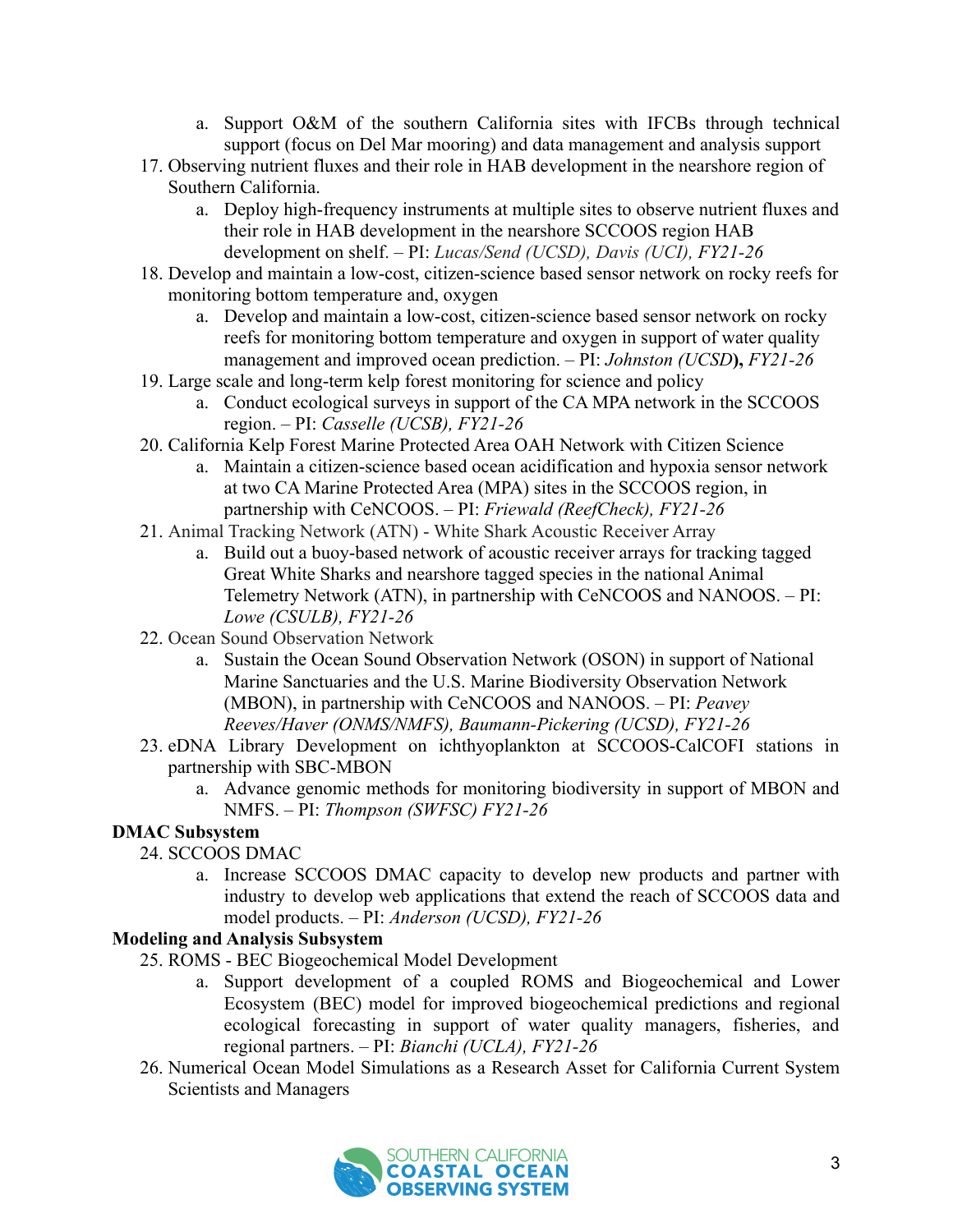a. Support O&M of the southern California sites with IFCBs through technical support (focus on Del Mar mooring) and data management and analysis support

17. Observing nutrient fluxes and their role in HAB development in the nearshore region of Southern California.
    a. Deploy high-frequency instruments at multiple sites to observe nutrient fluxes and their role in HAB development in the nearshore SCCOOS region HAB development on shelf. – PI: *Lucas/Send (UCSD), Davis (UCI), FY21-26*
18. Develop and maintain a low-cost, citizen-science based sensor network on rocky reefs for monitoring bottom temperature and, oxygen
    a. Develop and maintain a low-cost, citizen-science based sensor network on rocky reefs for monitoring bottom temperature and oxygen in support of water quality management and improved ocean prediction. – PI: *Johnston (UCSD*)**,** *FY21-26*
19. Large scale and long-term kelp forest monitoring for science and policy
    a. Conduct ecological surveys in support of the CA MPA network in the SCCOOS region. – PI: *Casselle (UCSB), FY21-26*
20. California Kelp Forest Marine Protected Area OAH Network with Citizen Science
    a. Maintain a citizen-science based ocean acidification and hypoxia sensor network at two CA Marine Protected Area (MPA) sites in the SCCOOS region, in partnership with CeNCOOS. – PI: *Friewald (ReefCheck), FY21-26*
21. Animal Tracking Network (ATN) - White Shark Acoustic Receiver Array
    a. Build out a buoy-based network of acoustic receiver arrays for tracking tagged Great White Sharks and nearshore tagged species in the national Animal Telemetry Network (ATN), in partnership with CeNCOOS and NANOOS. – PI: *Lowe (CSULB), FY21-26*
22. Ocean Sound Observation Network
    a. Sustain the Ocean Sound Observation Network (OSON) in support of National Marine Sanctuaries and the U.S. Marine Biodiversity Observation Network (MBON), in partnership with CeNCOOS and NANOOS. – PI: *Peavey Reeves/Haver (ONMS/NMFS), Baumann-Pickering (UCSD), FY21-26*
23. eDNA Library Development on ichthyoplankton at SCCOOS-CalCOFI stations in partnership with SBC-MBON
    a. Advance genomic methods for monitoring biodiversity in support of MBON and NMFS. – PI: *Thompson (SWFSC) FY21-26*

**DMAC Subsystem**

24. SCCOOS DMAC
    a. Increase SCCOOS DMAC capacity to develop new products and partner with industry to develop web applications that extend the reach of SCCOOS data and model products. – PI: *Anderson (UCSD), FY21-26*

**Modeling and Analysis Subsystem**

25. ROMS - BEC Biogeochemical Model Development
    a. Support development of a coupled ROMS and Biogeochemical and Lower Ecosystem (BEC) model for improved biogeochemical predictions and regional ecological forecasting in support of water quality managers, fisheries, and regional partners. – PI: *Bianchi (UCLA), FY21-26*
26. Numerical Ocean Model Simulations as a Research Asset for California Current System Scientists and Managers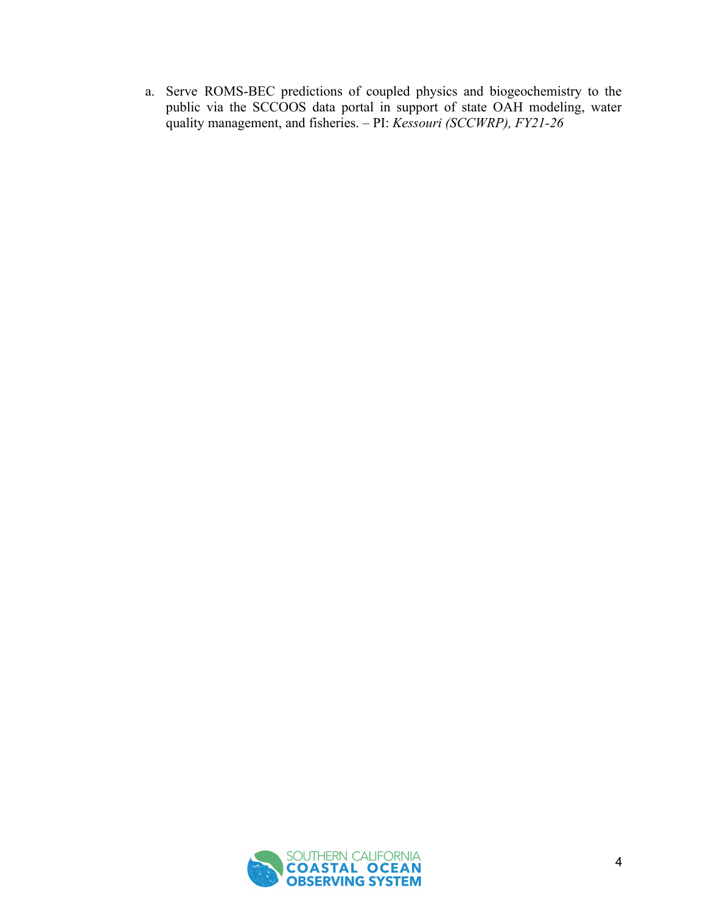a. Serve ROMS-BEC predictions of coupled physics and biogeochemistry to the public via the SCCOOS data portal in support of state OAH modeling, water quality management, and fisheries. – PI: *Kessouri (SCCWRP), FY21-26*